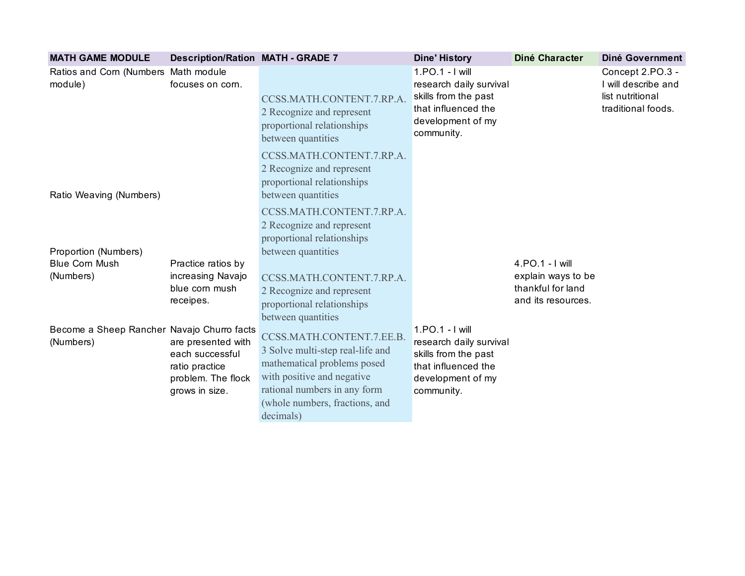| MATH GAME MODULE | Description/Ration | MATH - GRADE 7 | Dine' History | Diné Character | Diné Government |
|---|---|---|---|---|---|
| Ratios and Corn (Numbers module) | Math module focuses on corn. | CCSS.MATH.CONTENT.7.RP.A.2 Recognize and represent proportional relationships between quantities | 1.PO.1 - I will research daily survival skills from the past that influenced the development of my community. | | Concept 2.PO.3 - I will describe and list nutritional traditional foods. |
| Ratio Weaving (Numbers) | | CCSS.MATH.CONTENT.7.RP.A.2 Recognize and represent proportional relationships between quantities | | | |
| Proportion (Numbers) | | CCSS.MATH.CONTENT.7.RP.A.2 Recognize and represent proportional relationships between quantities | | | |
| Blue Corn Mush (Numbers) | Practice ratios by increasing Navajo blue corn mush receipes. | CCSS.MATH.CONTENT.7.RP.A.2 Recognize and represent proportional relationships between quantities | | 4.PO.1 - I will explain ways to be thankful for land and its resources. | |
| Become a Sheep Rancher (Numbers) | Navajo Churro facts are presented with each successful ratio practice problem. The flock grows in size. | CCSS.MATH.CONTENT.7.EE.B.3 Solve multi-step real-life and mathematical problems posed with positive and negative rational numbers in any form (whole numbers, fractions, and decimals) | 1.PO.1 - I will research daily survival skills from the past that influenced the development of my community. | | |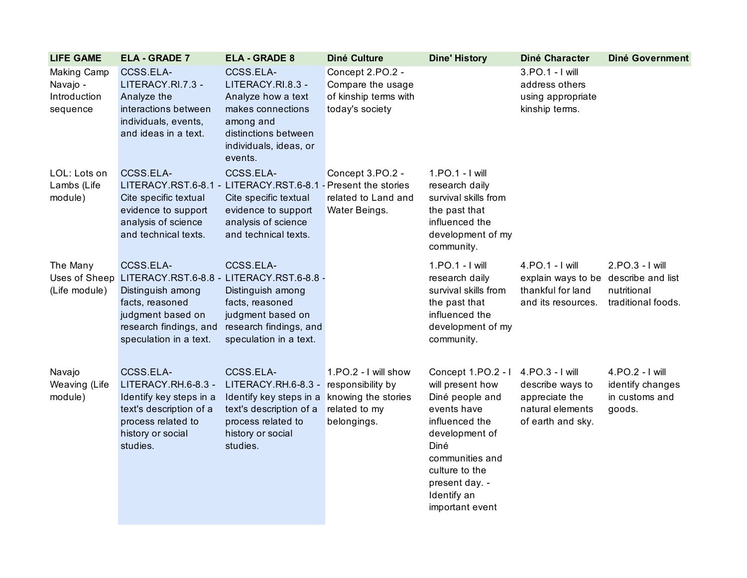| LIFE GAME | ELA - GRADE 7 | ELA - GRADE 8 | Diné Culture | Dine' History | Diné Character | Diné Government |
|---|---|---|---|---|---|---|
| Making Camp Navajo - Introduction sequence | CCSS.ELA-LITERACY.RI.7.3 - Analyze the interactions between individuals, events, and ideas in a text. | CCSS.ELA-LITERACY.RI.8.3 - Analyze how a text makes connections among and distinctions between individuals, ideas, or events. | Concept 2.PO.2 - Compare the usage of kinship terms with today's society | | 3.PO.1 - I will address others using appropriate kinship terms. | |
| LOL: Lots on Lambs (Life module) | CCSS.ELA-LITERACY.RST.6-8.1 - Cite specific textual evidence to support analysis of science and technical texts. | CCSS.ELA-LITERACY.RST.6-8.1 - Cite specific textual evidence to support analysis of science and technical texts. | Concept 3.PO.2 - Present the stories related to Land and Water Beings. | 1.PO.1 - I will research daily survival skills from the past that influenced the development of my community. | | |
| The Many Uses of Sheep (Life module) | CCSS.ELA-LITERACY.RST.6-8.8 - Distinguish among facts, reasoned judgment based on research findings, and speculation in a text. | CCSS.ELA-LITERACY.RST.6-8.8 - Distinguish among facts, reasoned judgment based on research findings, and speculation in a text. | | 1.PO.1 - I will research daily survival skills from the past that influenced the development of my community. | 4.PO.1 - I will explain ways to be thankful for land and its resources. | 2.PO.3 - I will describe and list nutritional traditional foods. |
| Navajo Weaving (Life module) | CCSS.ELA-LITERACY.RH.6-8.3 - Identify key steps in a text's description of a process related to history or social studies. | CCSS.ELA-LITERACY.RH.6-8.3 - Identify key steps in a text's description of a process related to history or social studies. | 1.PO.2 - I will show responsibility by knowing the stories related to my belongings. | Concept 1.PO.2 - I will present how Diné people and events have influenced the development of Diné communities and culture to the present day. - Identify an important event | 4.PO.3 - I will describe ways to appreciate the natural elements of earth and sky. | 4.PO.2 - I will identify changes in customs and goods. |